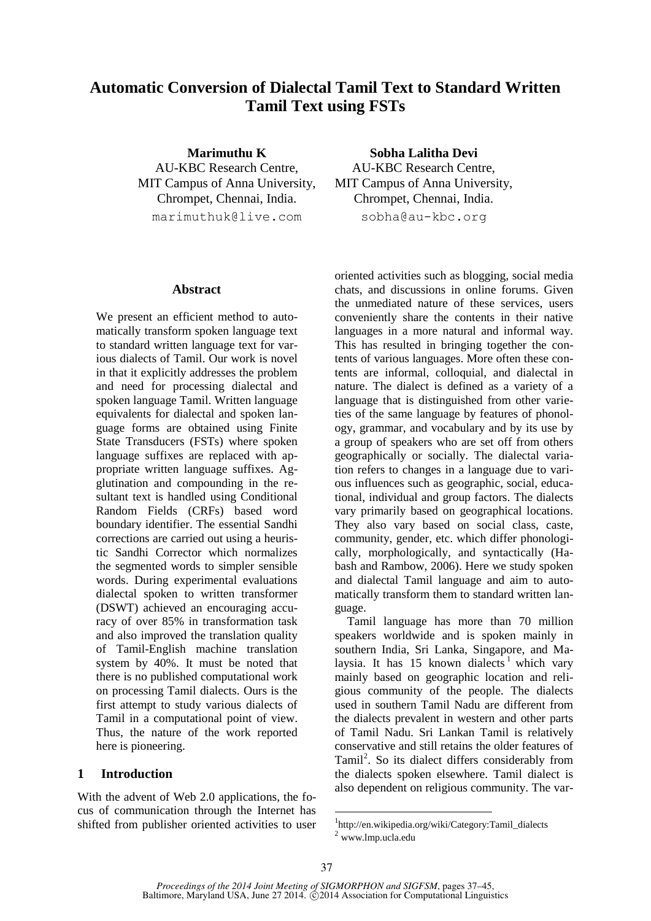# Automatic Conversion of Dialectal Tamil Text to Standard Written Tamil Text using FSTs

**Marimuthu K**
AU-KBC Research Centre,
MIT Campus of Anna University,
Chrompet, Chennai, India.
marimuthuk@live.com

**Sobha Lalitha Devi**
AU-KBC Research Centre,
MIT Campus of Anna University,
Chrompet, Chennai, India.
sobha@au-kbc.org

## Abstract

We present an efficient method to automatically transform spoken language text to standard written language text for various dialects of Tamil. Our work is novel in that it explicitly addresses the problem and need for processing dialectal and spoken language Tamil. Written language equivalents for dialectal and spoken language forms are obtained using Finite State Transducers (FSTs) where spoken language suffixes are replaced with appropriate written language suffixes. Agglutination and compounding in the resultant text is handled using Conditional Random Fields (CRFs) based word boundary identifier. The essential Sandhi corrections are carried out using a heuristic Sandhi Corrector which normalizes the segmented words to simpler sensible words. During experimental evaluations dialectal spoken to written transformer (DSWT) achieved an encouraging accuracy of over 85% in transformation task and also improved the translation quality of Tamil-English machine translation system by 40%. It must be noted that there is no published computational work on processing Tamil dialects. Ours is the first attempt to study various dialects of Tamil in a computational point of view. Thus, the nature of the work reported here is pioneering.

## 1 Introduction

With the advent of Web 2.0 applications, the focus of communication through the Internet has shifted from publisher oriented activities to user oriented activities such as blogging, social media chats, and discussions in online forums. Given the unmediated nature of these services, users conveniently share the contents in their native languages in a more natural and informal way. This has resulted in bringing together the contents of various languages. More often these contents are informal, colloquial, and dialectal in nature. The dialect is defined as a variety of a language that is distinguished from other varieties of the same language by features of phonology, grammar, and vocabulary and by its use by a group of speakers who are set off from others geographically or socially. The dialectal variation refers to changes in a language due to various influences such as geographic, social, educational, individual and group factors. The dialects vary primarily based on geographical locations. They also vary based on social class, caste, community, gender, etc. which differ phonologically, morphologically, and syntactically (Habash and Rambow, 2006). Here we study spoken and dialectal Tamil language and aim to automatically transform them to standard written language.

Tamil language has more than 70 million speakers worldwide and is spoken mainly in southern India, Sri Lanka, Singapore, and Malaysia. It has 15 known dialects[1] which vary mainly based on geographic location and religious community of the people. The dialects used in southern Tamil Nadu are different from the dialects prevalent in western and other parts of Tamil Nadu. Sri Lankan Tamil is relatively conservative and still retains the older features of Tamil[2]. So its dialect differs considerably from the dialects spoken elsewhere. Tamil dialect is also dependent on religious community. The var-

[1] http://en.wikipedia.org/wiki/Category:Tamil_dialects
[2] www.lmp.ucla.edu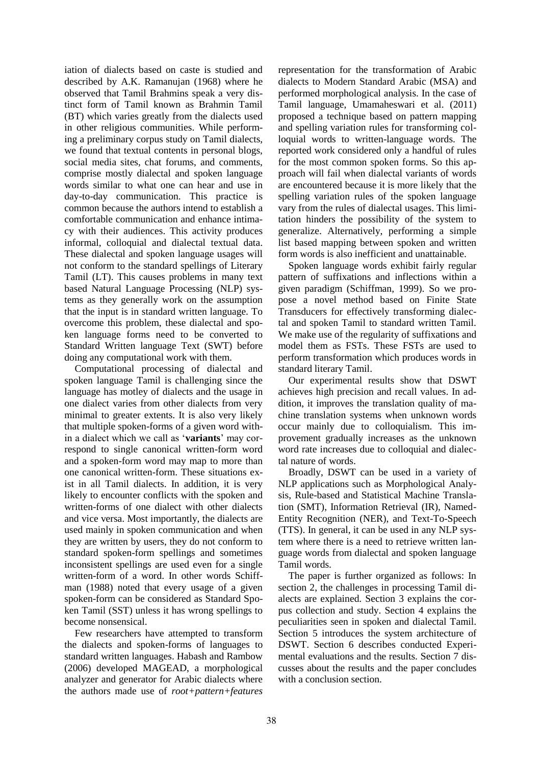iation of dialects based on caste is studied and described by A.K. Ramanujan (1968) where he observed that Tamil Brahmins speak a very distinct form of Tamil known as Brahmin Tamil (BT) which varies greatly from the dialects used in other religious communities. While performing a preliminary corpus study on Tamil dialects, we found that textual contents in personal blogs, social media sites, chat forums, and comments, comprise mostly dialectal and spoken language words similar to what one can hear and use in day-to-day communication. This practice is common because the authors intend to establish a comfortable communication and enhance intimacy with their audiences. This activity produces informal, colloquial and dialectal textual data. These dialectal and spoken language usages will not conform to the standard spellings of Literary Tamil (LT). This causes problems in many text based Natural Language Processing (NLP) systems as they generally work on the assumption that the input is in standard written language. To overcome this problem, these dialectal and spoken language forms need to be converted to Standard Written language Text (SWT) before doing any computational work with them.

Computational processing of dialectal and spoken language Tamil is challenging since the language has motley of dialects and the usage in one dialect varies from other dialects from very minimal to greater extents. It is also very likely that multiple spoken-forms of a given word within a dialect which we call as '**variants**' may correspond to single canonical written-form word and a spoken-form word may map to more than one canonical written-form. These situations exist in all Tamil dialects. In addition, it is very likely to encounter conflicts with the spoken and written-forms of one dialect with other dialects and vice versa. Most importantly, the dialects are used mainly in spoken communication and when they are written by users, they do not conform to standard spoken-form spellings and sometimes inconsistent spellings are used even for a single written-form of a word. In other words Schiffman (1988) noted that every usage of a given spoken-form can be considered as Standard Spoken Tamil (SST) unless it has wrong spellings to become nonsensical.

Few researchers have attempted to transform the dialects and spoken-forms of languages to standard written languages. Habash and Rambow (2006) developed MAGEAD, a morphological analyzer and generator for Arabic dialects where the authors made use of *root+pattern+features* representation for the transformation of Arabic dialects to Modern Standard Arabic (MSA) and performed morphological analysis. In the case of Tamil language, Umamaheswari et al. (2011) proposed a technique based on pattern mapping and spelling variation rules for transforming colloquial words to written-language words. The reported work considered only a handful of rules for the most common spoken forms. So this approach will fail when dialectal variants of words are encountered because it is more likely that the spelling variation rules of the spoken language vary from the rules of dialectal usages. This limitation hinders the possibility of the system to generalize. Alternatively, performing a simple list based mapping between spoken and written form words is also inefficient and unattainable.

Spoken language words exhibit fairly regular pattern of suffixations and inflections within a given paradigm (Schiffman, 1999). So we propose a novel method based on Finite State Transducers for effectively transforming dialectal and spoken Tamil to standard written Tamil. We make use of the regularity of suffixations and model them as FSTs. These FSTs are used to perform transformation which produces words in standard literary Tamil.

Our experimental results show that DSWT achieves high precision and recall values. In addition, it improves the translation quality of machine translation systems when unknown words occur mainly due to colloquialism. This improvement gradually increases as the unknown word rate increases due to colloquial and dialectal nature of words.

Broadly, DSWT can be used in a variety of NLP applications such as Morphological Analysis, Rule-based and Statistical Machine Translation (SMT), Information Retrieval (IR), Named-Entity Recognition (NER), and Text-To-Speech (TTS). In general, it can be used in any NLP system where there is a need to retrieve written language words from dialectal and spoken language Tamil words.

The paper is further organized as follows: In section 2, the challenges in processing Tamil dialects are explained. Section 3 explains the corpus collection and study. Section 4 explains the peculiarities seen in spoken and dialectal Tamil. Section 5 introduces the system architecture of DSWT. Section 6 describes conducted Experimental evaluations and the results. Section 7 discusses about the results and the paper concludes with a conclusion section.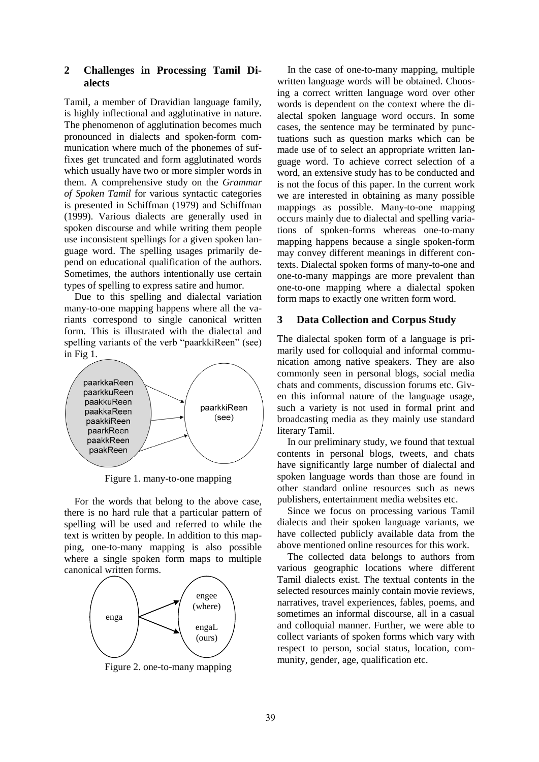## 2 Challenges in Processing Tamil Dialects

Tamil, a member of Dravidian language family, is highly inflectional and agglutinative in nature. The phenomenon of agglutination becomes much pronounced in dialects and spoken-form communication where much of the phonemes of suffixes get truncated and form agglutinated words which usually have two or more simpler words in them. A comprehensive study on the *Grammar of Spoken Tamil* for various syntactic categories is presented in Schiffman (1979) and Schiffman (1999). Various dialects are generally used in spoken discourse and while writing them people use inconsistent spellings for a given spoken language word. The spelling usages primarily depend on educational qualification of the authors. Sometimes, the authors intentionally use certain types of spelling to express satire and humor.

Due to this spelling and dialectal variation many-to-one mapping happens where all the variants correspond to single canonical written form. This is illustrated with the dialectal and spelling variants of the verb "paarkkiReen" (see) in Fig 1.

paarkkaReen
paarkkuReen
paakkuReen
paakkaReen
paakkiReen
paarkReen
paakkReen
paakReen

paarkkiReen (see)

Figure 1. many-to-one mapping

For the words that belong to the above case, there is no hard rule that a particular pattern of spelling will be used and referred to while the text is written by people. In addition to this mapping, one-to-many mapping is also possible where a single spoken form maps to multiple canonical written forms.

enga

engee (where)

engaL (ours)

Figure 2. one-to-many mapping

In the case of one-to-many mapping, multiple written language words will be obtained. Choosing a correct written language word over other words is dependent on the context where the dialectal spoken language word occurs. In some cases, the sentence may be terminated by punctuations such as question marks which can be made use of to select an appropriate written language word. To achieve correct selection of a word, an extensive study has to be conducted and is not the focus of this paper. In the current work we are interested in obtaining as many possible mappings as possible. Many-to-one mapping occurs mainly due to dialectal and spelling variations of spoken-forms whereas one-to-many mapping happens because a single spoken-form may convey different meanings in different contexts. Dialectal spoken forms of many-to-one and one-to-many mappings are more prevalent than one-to-one mapping where a dialectal spoken form maps to exactly one written form word.

## 3 Data Collection and Corpus Study

The dialectal spoken form of a language is primarily used for colloquial and informal communication among native speakers. They are also commonly seen in personal blogs, social media chats and comments, discussion forums etc. Given this informal nature of the language usage, such a variety is not used in formal print and broadcasting media as they mainly use standard literary Tamil.

In our preliminary study, we found that textual contents in personal blogs, tweets, and chats have significantly large number of dialectal and spoken language words than those are found in other standard online resources such as news publishers, entertainment media websites etc.

Since we focus on processing various Tamil dialects and their spoken language variants, we have collected publicly available data from the above mentioned online resources for this work.

The collected data belongs to authors from various geographic locations where different Tamil dialects exist. The textual contents in the selected resources mainly contain movie reviews, narratives, travel experiences, fables, poems, and sometimes an informal discourse, all in a casual and colloquial manner. Further, we were able to collect variants of spoken forms which vary with respect to person, social status, location, community, gender, age, qualification etc.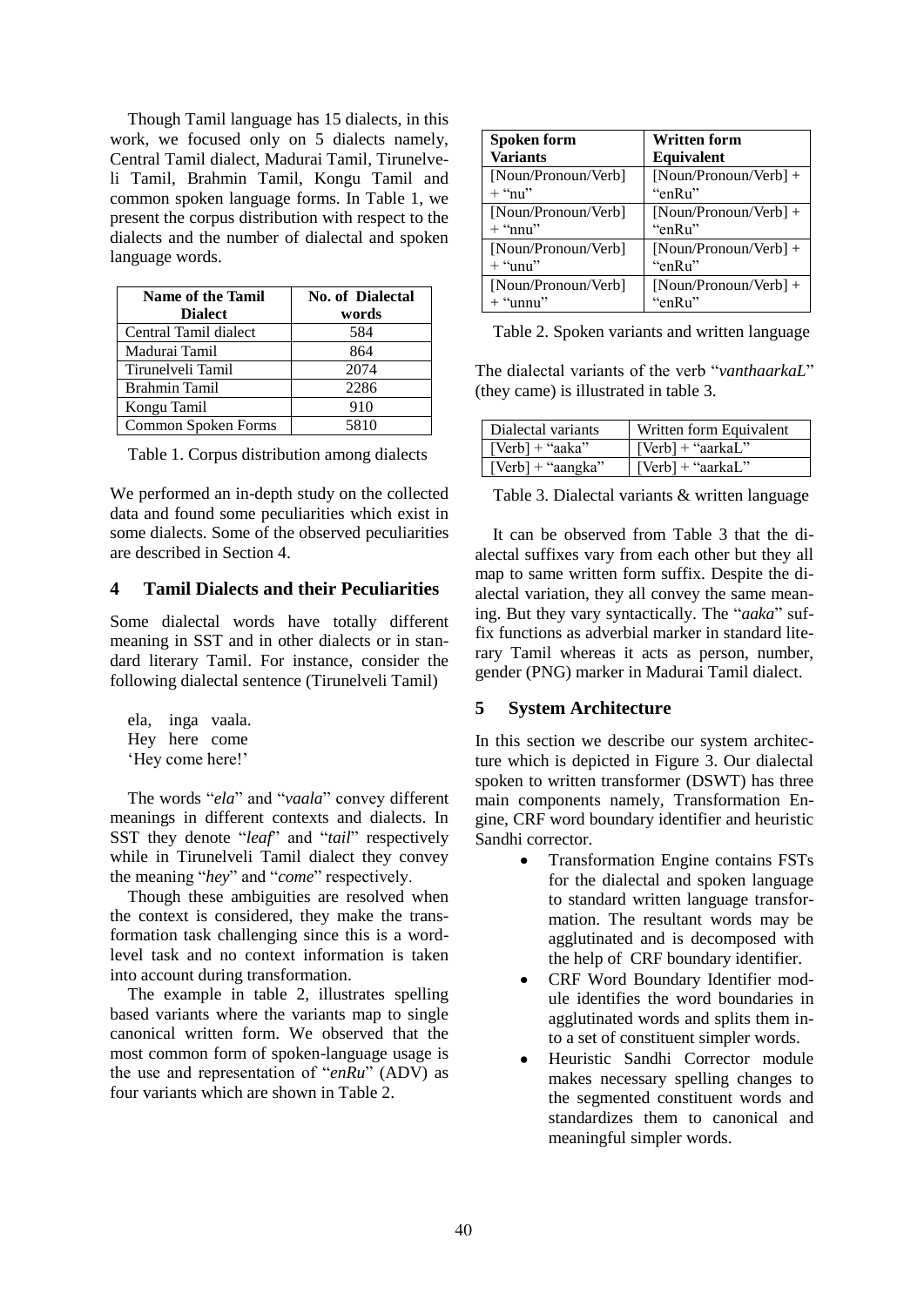Though Tamil language has 15 dialects, in this work, we focused only on 5 dialects namely, Central Tamil dialect, Madurai Tamil, Tirunelveli Tamil, Brahmin Tamil, Kongu Tamil and common spoken language forms. In Table 1, we present the corpus distribution with respect to the dialects and the number of dialectal and spoken language words.

| Name of the Tamil Dialect | No. of Dialectal words |
|---|---|
| Central Tamil dialect | 584 |
| Madurai Tamil | 864 |
| Tirunelveli Tamil | 2074 |
| Brahmin Tamil | 2286 |
| Kongu Tamil | 910 |
| Common Spoken Forms | 5810 |

Table 1. Corpus distribution among dialects

We performed an in-depth study on the collected data and found some peculiarities which exist in some dialects. Some of the observed peculiarities are described in Section 4.

## 4 Tamil Dialects and their Peculiarities

Some dialectal words have totally different meaning in SST and in other dialects or in standard literary Tamil. For instance, consider the following dialectal sentence (Tirunelveli Tamil)

ela, inga vaala.
Hey here come
'Hey come here!'

The words "*ela*" and "*vaala*" convey different meanings in different contexts and dialects. In SST they denote "*leaf*" and "*tail*" respectively while in Tirunelveli Tamil dialect they convey the meaning "*hey*" and "*come*" respectively.

Though these ambiguities are resolved when the context is considered, they make the transformation task challenging since this is a word-level task and no context information is taken into account during transformation.

The example in table 2, illustrates spelling based variants where the variants map to single canonical written form. We observed that the most common form of spoken-language usage is the use and representation of "*enRu*" (ADV) as four variants which are shown in Table 2.

| Spoken form Variants | Written form Equivalent |
|---|---|
| [Noun/Pronoun/Verb] + "nu" | [Noun/Pronoun/Verb] + "enRu" |
| [Noun/Pronoun/Verb] + "nnu" | [Noun/Pronoun/Verb] + "enRu" |
| [Noun/Pronoun/Verb] + "unu" | [Noun/Pronoun/Verb] + "enRu" |
| [Noun/Pronoun/Verb] + "unnu" | [Noun/Pronoun/Verb] + "enRu" |

Table 2. Spoken variants and written language

The dialectal variants of the verb "*vanthaarkaL*" (they came) is illustrated in table 3.

| Dialectal variants | Written form Equivalent |
|---|---|
| [Verb] + "aaka" | [Verb] + "aarkaL" |
| [Verb] + "aangka" | [Verb] + "aarkaL" |

Table 3. Dialectal variants & written language

It can be observed from Table 3 that the dialectal suffixes vary from each other but they all map to same written form suffix. Despite the dialectal variation, they all convey the same meaning. But they vary syntactically. The "*aaka*" suffix functions as adverbial marker in standard literary Tamil whereas it acts as person, number, gender (PNG) marker in Madurai Tamil dialect.

## 5 System Architecture

In this section we describe our system architecture which is depicted in Figure 3. Our dialectal spoken to written transformer (DSWT) has three main components namely, Transformation Engine, CRF word boundary identifier and heuristic Sandhi corrector.

- Transformation Engine contains FSTs for the dialectal and spoken language to standard written language transformation. The resultant words may be agglutinated and is decomposed with the help of CRF boundary identifier.
- CRF Word Boundary Identifier module identifies the word boundaries in agglutinated words and splits them into a set of constituent simpler words.
- Heuristic Sandhi Corrector module makes necessary spelling changes to the segmented constituent words and standardizes them to canonical and meaningful simpler words.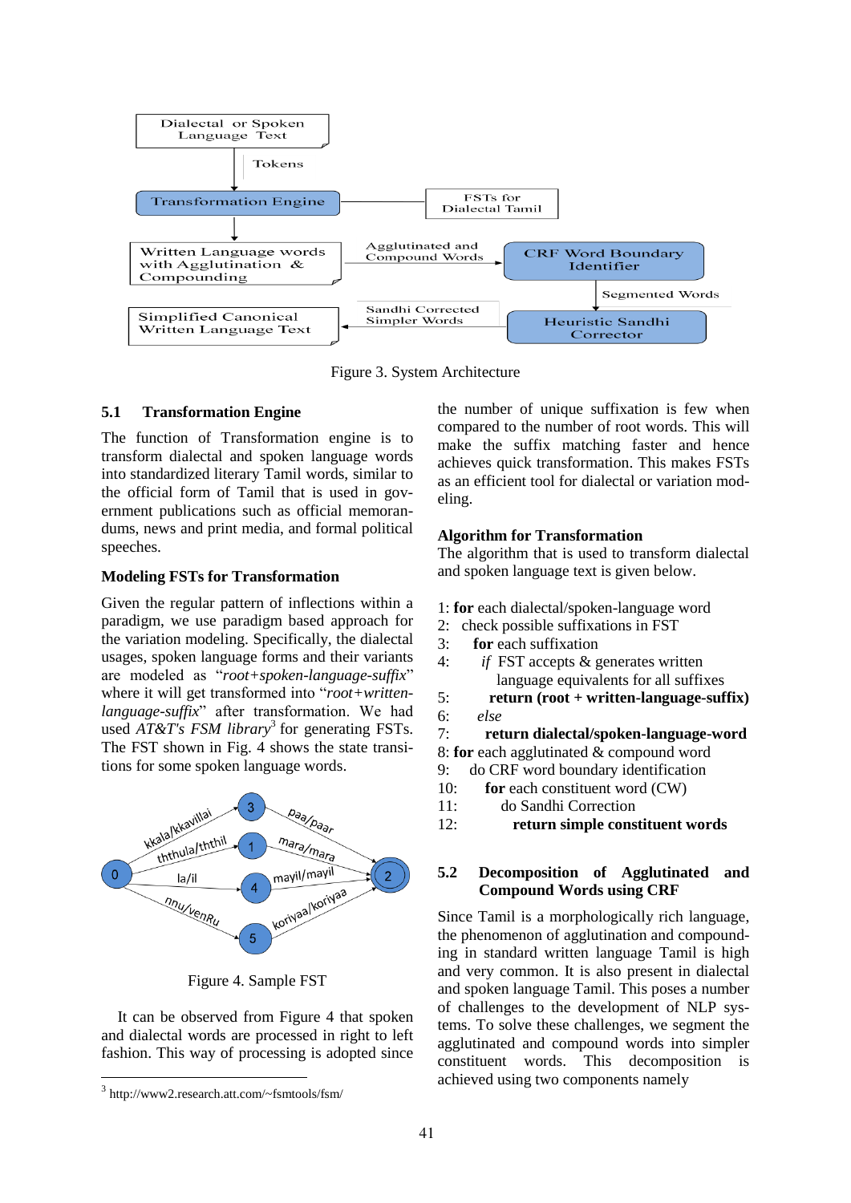Figure 3. System Architecture

### 5.1 Transformation Engine

The function of Transformation engine is to transform dialectal and spoken language words into standardized literary Tamil words, similar to the official form of Tamil that is used in government publications such as official memorandums, news and print media, and formal political speeches.

**Modeling FSTs for Transformation**

Given the regular pattern of inflections within a paradigm, we use paradigm based approach for the variation modeling. Specifically, the dialectal usages, spoken language forms and their variants are modeled as "*root+spoken-language-suffix*" where it will get transformed into "*root+written-language-suffix*" after transformation. We had used *AT&T's FSM library*[3] for generating FSTs. The FST shown in Fig. 4 shows the state transitions for some spoken language words.

Figure 4. Sample FST

It can be observed from Figure 4 that spoken and dialectal words are processed in right to left fashion. This way of processing is adopted since the number of unique suffixation is few when compared to the number of root words. This will make the suffix matching faster and hence achieves quick transformation. This makes FSTs as an efficient tool for dialectal or variation modeling.

**Algorithm for Transformation**

The algorithm that is used to transform dialectal and spoken language text is given below.

1: **for** each dialectal/spoken-language word
2: check possible suffixations in FST
3: **for** each suffixation
4: *if* FST accepts & generates written language equivalents for all suffixes
5: **return (root + written-language-suffix)**
6: *else*
7: **return dialectal/spoken-language-word**
8: **for** each agglutinated & compound word
9: do CRF word boundary identification
10: **for** each constituent word (CW)
11: do Sandhi Correction
12: **return simple constituent words**

### 5.2 Decomposition of Agglutinated and Compound Words using CRF

Since Tamil is a morphologically rich language, the phenomenon of agglutination and compounding in standard written language Tamil is high and very common. It is also present in dialectal and spoken language Tamil. This poses a number of challenges to the development of NLP systems. To solve these challenges, we segment the agglutinated and compound words into simpler constituent words. This decomposition is achieved using two components namely

[3] http://www2.research.att.com/~fsmtools/fsm/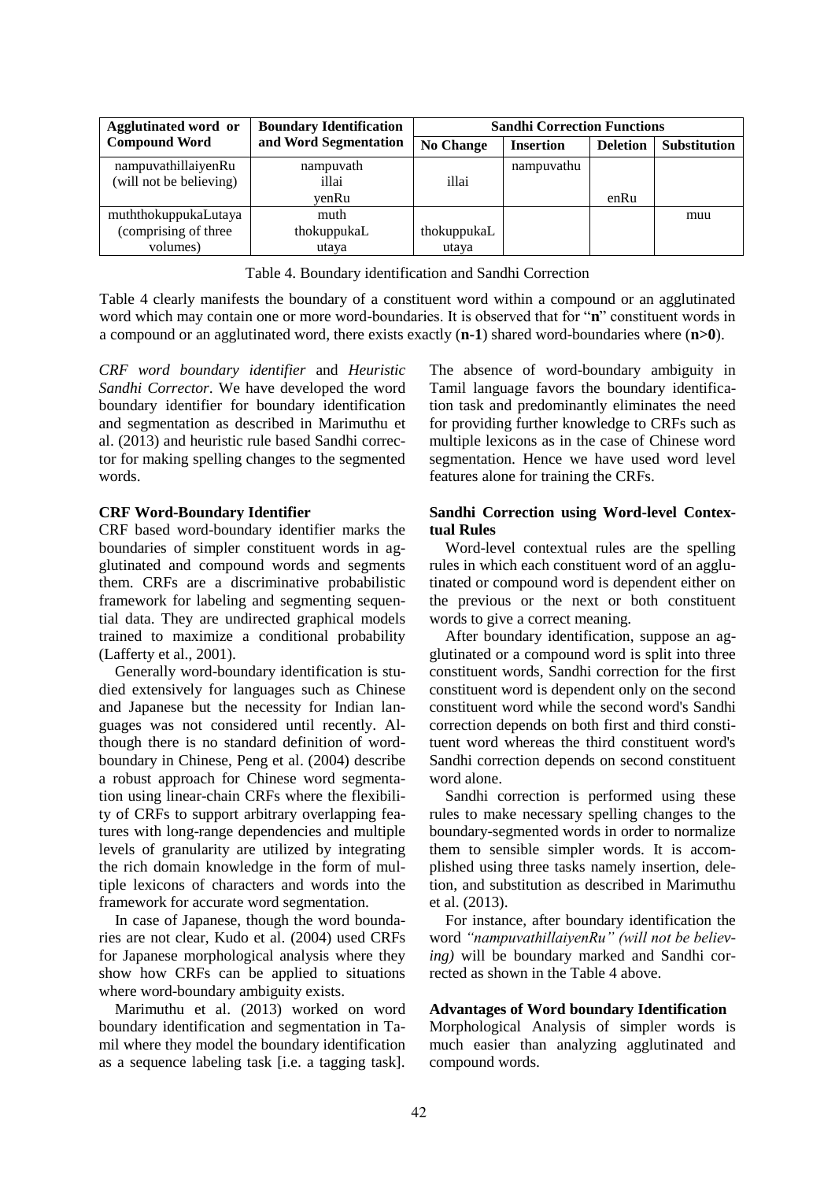| Agglutinated word or Compound Word | Boundary Identification and Word Segmentation | Sandhi Correction Functions | | | |
|---|---|---|---|---|---|
| | | No Change | Insertion | Deletion | Substitution |
| nampuvathillaiyenRu (will not be believing) | nampuvath<br>illai<br>yenRu | <br>illai<br> | nampuvathu<br><br> | <br><br>enRu | |
| muththokuppukaLutaya (comprising of three volumes) | muth<br>thokuppukaL<br>utaya | <br>thokuppukaL<br>utaya | | | muu<br><br> |

Table 4. Boundary identification and Sandhi Correction

Table 4 clearly manifests the boundary of a constituent word within a compound or an agglutinated word which may contain one or more word-boundaries. It is observed that for "**n**" constituent words in a compound or an agglutinated word, there exists exactly (**n-1**) shared word-boundaries where (**n>0**).

*CRF word boundary identifier* and *Heuristic Sandhi Corrector*. We have developed the word boundary identifier for boundary identification and segmentation as described in Marimuthu et al. (2013) and heuristic rule based Sandhi corrector for making spelling changes to the segmented words.

**CRF Word-Boundary Identifier**

CRF based word-boundary identifier marks the boundaries of simpler constituent words in agglutinated and compound words and segments them. CRFs are a discriminative probabilistic framework for labeling and segmenting sequential data. They are undirected graphical models trained to maximize a conditional probability (Lafferty et al., 2001).

Generally word-boundary identification is studied extensively for languages such as Chinese and Japanese but the necessity for Indian languages was not considered until recently. Although there is no standard definition of word-boundary in Chinese, Peng et al. (2004) describe a robust approach for Chinese word segmentation using linear-chain CRFs where the flexibility of CRFs to support arbitrary overlapping features with long-range dependencies and multiple levels of granularity are utilized by integrating the rich domain knowledge in the form of multiple lexicons of characters and words into the framework for accurate word segmentation.

In case of Japanese, though the word boundaries are not clear, Kudo et al. (2004) used CRFs for Japanese morphological analysis where they show how CRFs can be applied to situations where word-boundary ambiguity exists.

Marimuthu et al. (2013) worked on word boundary identification and segmentation in Tamil where they model the boundary identification as a sequence labeling task [i.e. a tagging task]. The absence of word-boundary ambiguity in Tamil language favors the boundary identification task and predominantly eliminates the need for providing further knowledge to CRFs such as multiple lexicons as in the case of Chinese word segmentation. Hence we have used word level features alone for training the CRFs.

**Sandhi Correction using Word-level Contextual Rules**

Word-level contextual rules are the spelling rules in which each constituent word of an agglutinated or compound word is dependent either on the previous or the next or both constituent words to give a correct meaning.

After boundary identification, suppose an agglutinated or a compound word is split into three constituent words, Sandhi correction for the first constituent word is dependent only on the second constituent word while the second word's Sandhi correction depends on both first and third constituent word whereas the third constituent word's Sandhi correction depends on second constituent word alone.

Sandhi correction is performed using these rules to make necessary spelling changes to the boundary-segmented words in order to normalize them to sensible simpler words. It is accomplished using three tasks namely insertion, deletion, and substitution as described in Marimuthu et al. (2013).

For instance, after boundary identification the word *"nampuvathillaiyenRu" (will not be believing)* will be boundary marked and Sandhi corrected as shown in the Table 4 above.

**Advantages of Word boundary Identification**

Morphological Analysis of simpler words is much easier than analyzing agglutinated and compound words.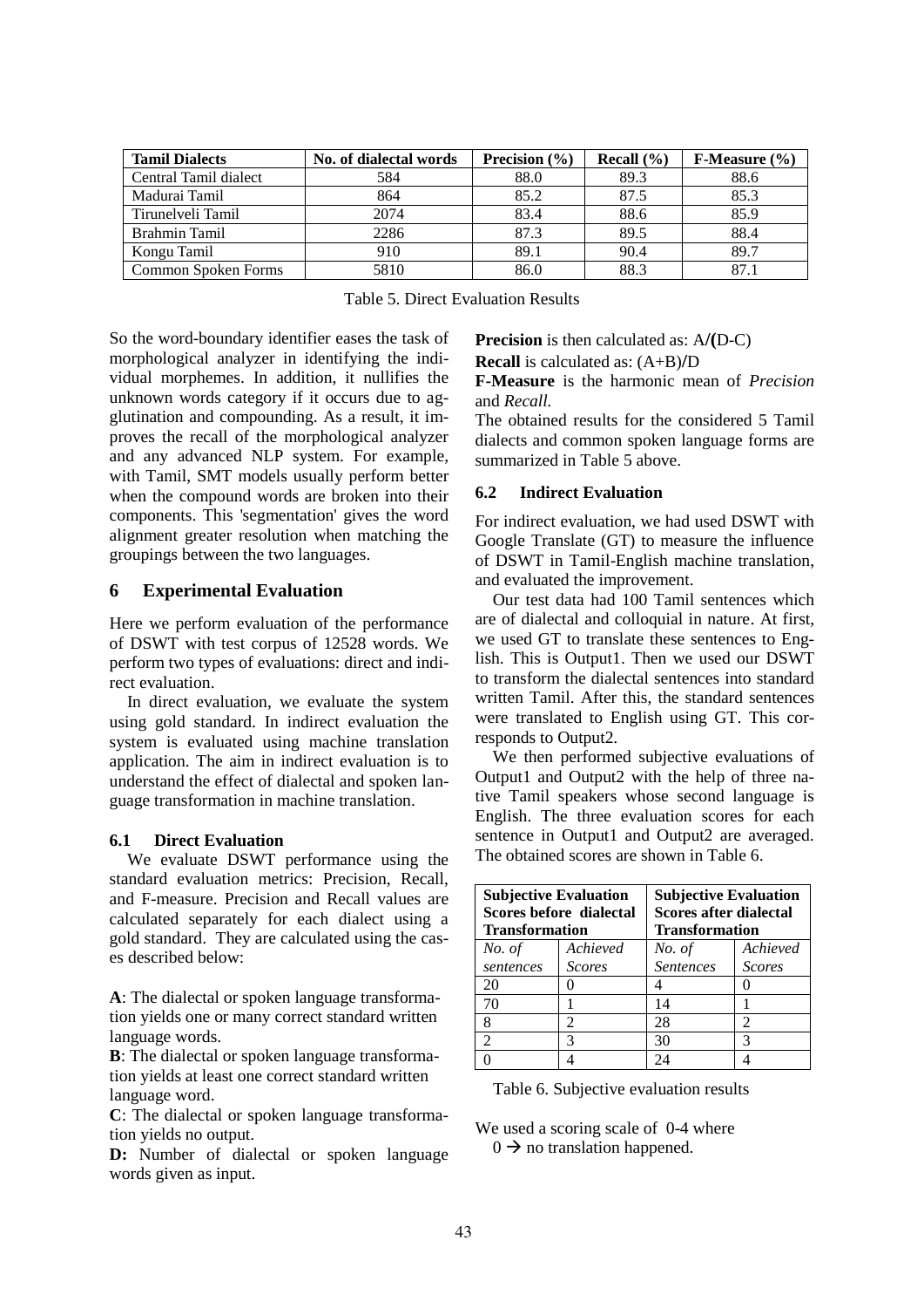| Tamil Dialects | No. of dialectal words | Precision (%) | Recall (%) | F-Measure (%) |
|---|---|---|---|---|
| Central Tamil dialect | 584 | 88.0 | 89.3 | 88.6 |
| Madurai Tamil | 864 | 85.2 | 87.5 | 85.3 |
| Tirunelveli Tamil | 2074 | 83.4 | 88.6 | 85.9 |
| Brahmin Tamil | 2286 | 87.3 | 89.5 | 88.4 |
| Kongu Tamil | 910 | 89.1 | 90.4 | 89.7 |
| Common Spoken Forms | 5810 | 86.0 | 88.3 | 87.1 |

Table 5. Direct Evaluation Results

So the word-boundary identifier eases the task of morphological analyzer in identifying the individual morphemes. In addition, it nullifies the unknown words category if it occurs due to agglutination and compounding. As a result, it improves the recall of the morphological analyzer and any advanced NLP system. For example, with Tamil, SMT models usually perform better when the compound words are broken into their components. This 'segmentation' gives the word alignment greater resolution when matching the groupings between the two languages.

## 6 Experimental Evaluation

Here we perform evaluation of the performance of DSWT with test corpus of 12528 words. We perform two types of evaluations: direct and indirect evaluation.

In direct evaluation, we evaluate the system using gold standard. In indirect evaluation the system is evaluated using machine translation application. The aim in indirect evaluation is to understand the effect of dialectal and spoken language transformation in machine translation.

### 6.1 Direct Evaluation

We evaluate DSWT performance using the standard evaluation metrics: Precision, Recall, and F-measure. Precision and Recall values are calculated separately for each dialect using a gold standard. They are calculated using the cases described below:

**A**: The dialectal or spoken language transformation yields one or many correct standard written language words.

**B**: The dialectal or spoken language transformation yields at least one correct standard written language word.

**C**: The dialectal or spoken language transformation yields no output.

**D:** Number of dialectal or spoken language words given as input.

**Precision** is then calculated as: A/(D-C)

**Recall** is calculated as: (A+B)/D

**F-Measure** is the harmonic mean of *Precision* and *Recall.*

The obtained results for the considered 5 Tamil dialects and common spoken language forms are summarized in Table 5 above.

### 6.2 Indirect Evaluation

For indirect evaluation, we had used DSWT with Google Translate (GT) to measure the influence of DSWT in Tamil-English machine translation, and evaluated the improvement.

Our test data had 100 Tamil sentences which are of dialectal and colloquial in nature. At first, we used GT to translate these sentences to English. This is Output1. Then we used our DSWT to transform the dialectal sentences into standard written Tamil. After this, the standard sentences were translated to English using GT. This corresponds to Output2.

We then performed subjective evaluations of Output1 and Output2 with the help of three native Tamil speakers whose second language is English. The three evaluation scores for each sentence in Output1 and Output2 are averaged. The obtained scores are shown in Table 6.

| **Subjective Evaluation Scores before dialectal Transformation** | | **Subjective Evaluation Scores after dialectal Transformation** | |
|---|---|---|---|
| *No. of sentences* | *Achieved Scores* | *No. of Sentences* | *Achieved Scores* |
| 20 | 0 | 4 | 0 |
| 70 | 1 | 14 | 1 |
| 8 | 2 | 28 | 2 |
| 2 | 3 | 30 | 3 |
| 0 | 4 | 24 | 4 |

Table 6. Subjective evaluation results

We used a scoring scale of 0-4 where

0 → no translation happened.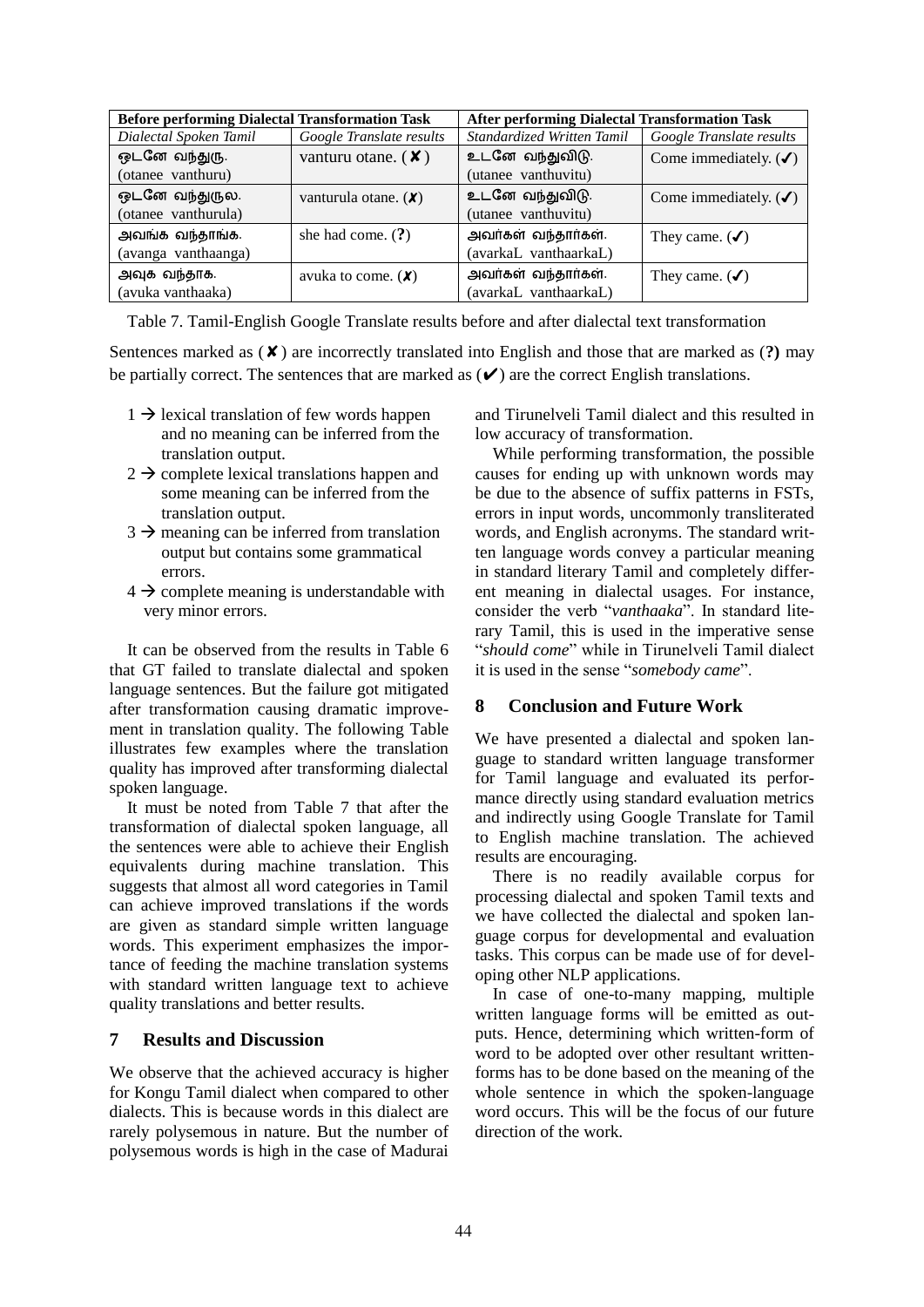| Before performing Dialectal Transformation Task | | After performing Dialectal Transformation Task | |
|---|---|---|---|
| *Dialectal Spoken Tamil* | *Google Translate results* | *Standardized Written Tamil* | *Google Translate results* |
| ஒடனே வந்துரு. (otanee vanthuru) | vanturu otane. (✘) | உடனே வந்துவிடு. (utanee vanthuvitu) | Come immediately. (✓) |
| ஒடனே வந்துருல. (otanee vanthurula) | vanturula otane. (✗) | உடனே வந்துவிடு. (utanee vanthuvitu) | Come immediately. (✓) |
| அவங்க வந்தாங்க. (avanga vanthaanga) | she had come. (**?**) | அவர்கள் வந்தார்கள். (avarkaL vanthaarkaL) | They came. (✓) |
| அவுக வந்தாக. (avuka vanthaaka) | avuka to come. (✗) | அவர்கள் வந்தார்கள். (avarkaL vanthaarkaL) | They came. (✓) |

Table 7. Tamil-English Google Translate results before and after dialectal text transformation

Sentences marked as (✘) are incorrectly translated into English and those that are marked as (**?**) may be partially correct. The sentences that are marked as (✔) are the correct English translations.

- 1 → lexical translation of few words happen and no meaning can be inferred from the translation output.
- 2 → complete lexical translations happen and some meaning can be inferred from the translation output.
- 3 → meaning can be inferred from translation output but contains some grammatical errors.
- 4 → complete meaning is understandable with very minor errors.

It can be observed from the results in Table 6 that GT failed to translate dialectal and spoken language sentences. But the failure got mitigated after transformation causing dramatic improvement in translation quality. The following Table illustrates few examples where the translation quality has improved after transforming dialectal spoken language.

It must be noted from Table 7 that after the transformation of dialectal spoken language, all the sentences were able to achieve their English equivalents during machine translation. This suggests that almost all word categories in Tamil can achieve improved translations if the words are given as standard simple written language words. This experiment emphasizes the importance of feeding the machine translation systems with standard written language text to achieve quality translations and better results.

## 7 Results and Discussion

We observe that the achieved accuracy is higher for Kongu Tamil dialect when compared to other dialects. This is because words in this dialect are rarely polysemous in nature. But the number of polysemous words is high in the case of Madurai and Tirunelveli Tamil dialect and this resulted in low accuracy of transformation.

While performing transformation, the possible causes for ending up with unknown words may be due to the absence of suffix patterns in FSTs, errors in input words, uncommonly transliterated words, and English acronyms. The standard written language words convey a particular meaning in standard literary Tamil and completely different meaning in dialectal usages. For instance, consider the verb "*vanthaaka*". In standard literary Tamil, this is used in the imperative sense "*should come*" while in Tirunelveli Tamil dialect it is used in the sense "*somebody came*".

## 8 Conclusion and Future Work

We have presented a dialectal and spoken language to standard written language transformer for Tamil language and evaluated its performance directly using standard evaluation metrics and indirectly using Google Translate for Tamil to English machine translation. The achieved results are encouraging.

There is no readily available corpus for processing dialectal and spoken Tamil texts and we have collected the dialectal and spoken language corpus for developmental and evaluation tasks. This corpus can be made use of for developing other NLP applications.

In case of one-to-many mapping, multiple written language forms will be emitted as outputs. Hence, determining which written-form of word to be adopted over other resultant written-forms has to be done based on the meaning of the whole sentence in which the spoken-language word occurs. This will be the focus of our future direction of the work.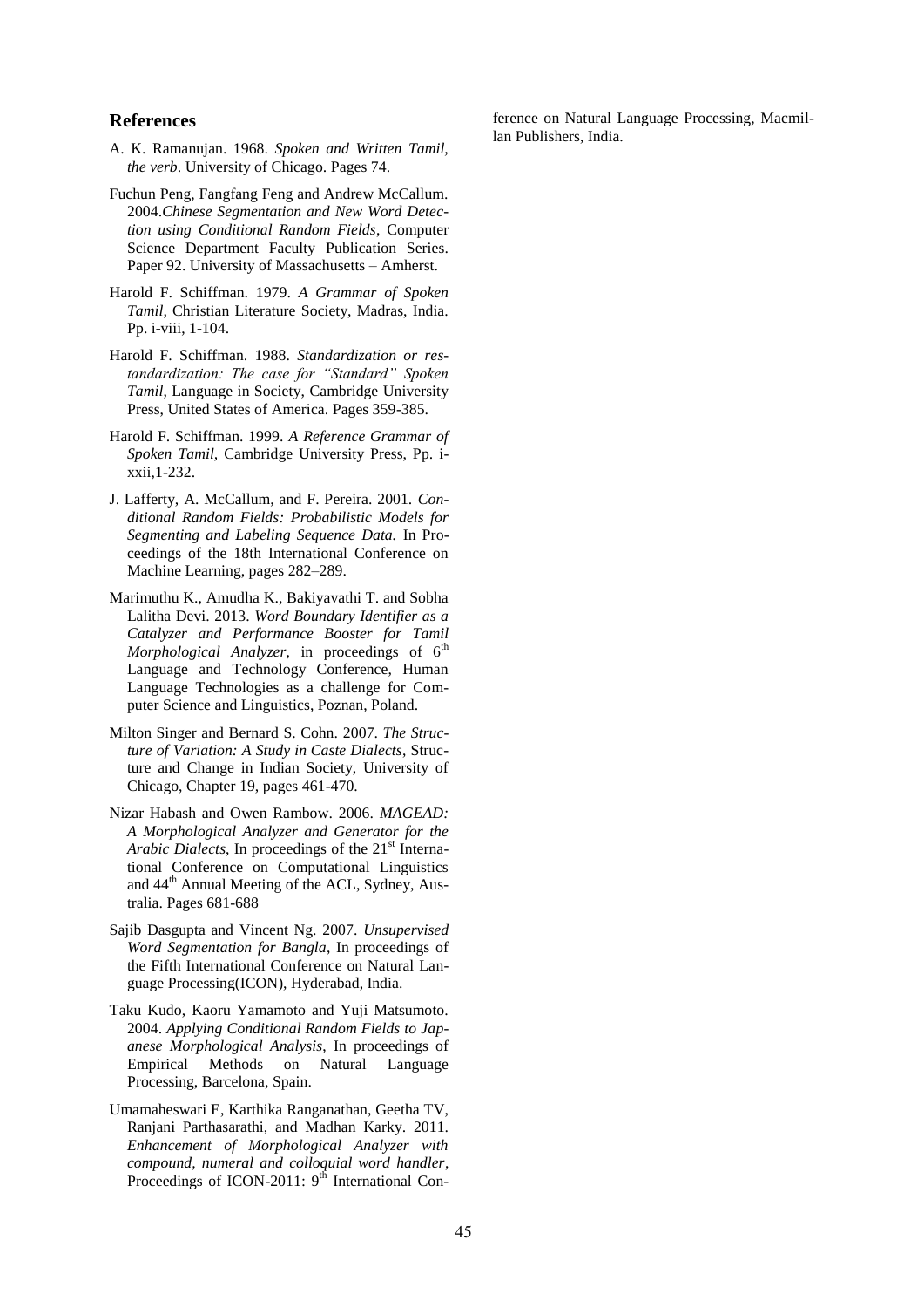## References

A. K. Ramanujan. 1968. *Spoken and Written Tamil, the verb*. University of Chicago. Pages 74.

Fuchun Peng, Fangfang Feng and Andrew McCallum. 2004.*Chinese Segmentation and New Word Detection using Conditional Random Fields*, Computer Science Department Faculty Publication Series. Paper 92. University of Massachusetts – Amherst.

Harold F. Schiffman. 1979. *A Grammar of Spoken Tamil*, Christian Literature Society, Madras, India. Pp. i-viii, 1-104.

Harold F. Schiffman. 1988. *Standardization or restandardization: The case for "Standard" Spoken Tamil*, Language in Society, Cambridge University Press, United States of America. Pages 359-385.

Harold F. Schiffman. 1999. *A Reference Grammar of Spoken Tamil*, Cambridge University Press, Pp. i-xxii,1-232.

J. Lafferty, A. McCallum, and F. Pereira. 2001. *Conditional Random Fields: Probabilistic Models for Segmenting and Labeling Sequence Data.* In Proceedings of the 18th International Conference on Machine Learning, pages 282–289.

Marimuthu K., Amudha K., Bakiyavathi T. and Sobha Lalitha Devi. 2013. *Word Boundary Identifier as a Catalyzer and Performance Booster for Tamil Morphological Analyzer*, in proceedings of 6th Language and Technology Conference, Human Language Technologies as a challenge for Computer Science and Linguistics, Poznan, Poland.

Milton Singer and Bernard S. Cohn. 2007. *The Structure of Variation: A Study in Caste Dialects*, Structure and Change in Indian Society, University of Chicago, Chapter 19, pages 461-470.

Nizar Habash and Owen Rambow. 2006. *MAGEAD: A Morphological Analyzer and Generator for the Arabic Dialects*, In proceedings of the 21st International Conference on Computational Linguistics and 44th Annual Meeting of the ACL, Sydney, Australia. Pages 681-688

Sajib Dasgupta and Vincent Ng. 2007. *Unsupervised Word Segmentation for Bangla*, In proceedings of the Fifth International Conference on Natural Language Processing(ICON), Hyderabad, India.

Taku Kudo, Kaoru Yamamoto and Yuji Matsumoto. 2004. *Applying Conditional Random Fields to Japanese Morphological Analysis*, In proceedings of Empirical Methods on Natural Language Processing, Barcelona, Spain.

Umamaheswari E, Karthika Ranganathan, Geetha TV, Ranjani Parthasarathi, and Madhan Karky. 2011. *Enhancement of Morphological Analyzer with compound, numeral and colloquial word handler*, Proceedings of ICON-2011: 9th International Conference on Natural Language Processing, Macmillan Publishers, India.